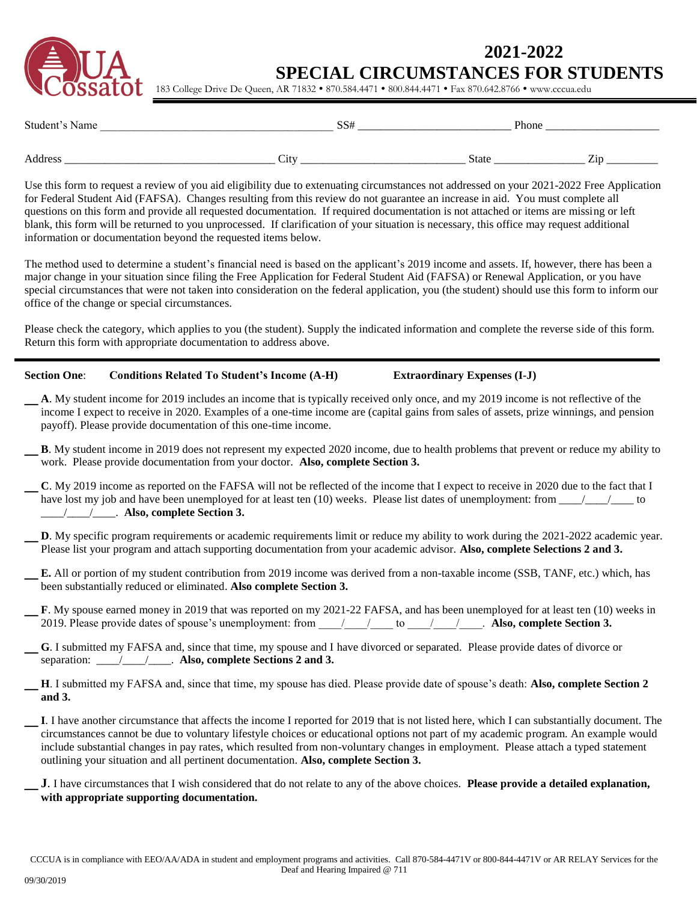# 2021-2022 SPECIAL CIRCUMSTANCES FOR STUDENTS

UA Cossatot

183 College Drive De Queen, AR 71832 • 870.584.4471 • 800.844.4471 • Fax 870.642.8766 • www.cccua.edu

Student's Name ______________________________________ SS# ___________________________ Phone ____________________

Address ____________________________________ City ____________________________ State ________________ Zip _________

Use this form to request a review of you aid eligibility due to extenuating circumstances not addressed on your 2021-2022 Free Application for Federal Student Aid (FAFSA). Changes resulting from this review do not guarantee an increase in aid. You must complete all questions on this form and provide all requested documentation. If required documentation is not attached or items are missing or left blank, this form will be returned to you unprocessed. If clarification of your situation is necessary, this office may request additional information or documentation beyond the requested items below.

The method used to determine a student's financial need is based on the applicant's 2019 income and assets. If, however, there has been a major change in your situation since filing the Free Application for Federal Student Aid (FAFSA) or Renewal Application, or you have special circumstances that were not taken into consideration on the federal application, you (the student) should use this form to inform our office of the change or special circumstances.

Please check the category, which applies to you (the student). Supply the indicated information and complete the reverse side of this form. Return this form with appropriate documentation to address above.

**Section One**: **Conditions Related To Student's Income (A-H)** **Extraordinary Expenses (I-J)**

__ **A**. My student income for 2019 includes an income that is typically received only once, and my 2019 income is not reflective of the income I expect to receive in 2020. Examples of a one-time income are (capital gains from sales of assets, prize winnings, and pension payoff). Please provide documentation of this one-time income.

__ **B**. My student income in 2019 does not represent my expected 2020 income, due to health problems that prevent or reduce my ability to work. Please provide documentation from your doctor. **Also, complete Section 3.**

__ **C**. My 2019 income as reported on the FAFSA will not be reflected of the income that I expect to receive in 2020 due to the fact that I have lost my job and have been unemployed for at least ten (10) weeks. Please list dates of unemployment: from ____/____/____ to ____/____/____. **Also, complete Section 3.**

__ **D**. My specific program requirements or academic requirements limit or reduce my ability to work during the 2021-2022 academic year. Please list your program and attach supporting documentation from your academic advisor. **Also, complete Selections 2 and 3.**

__ **E.** All or portion of my student contribution from 2019 income was derived from a non-taxable income (SSB, TANF, etc.) which, has been substantially reduced or eliminated. **Also complete Section 3.**

__ **F**. My spouse earned money in 2019 that was reported on my 2021-22 FAFSA, and has been unemployed for at least ten (10) weeks in 2019. Please provide dates of spouse's unemployment: from ____/____/____ to ____/____/____. **Also, complete Section 3.**

__ **G**. I submitted my FAFSA and, since that time, my spouse and I have divorced or separated. Please provide dates of divorce or separation: ____/____/____. **Also, complete Sections 2 and 3.**

__ **H**. I submitted my FAFSA and, since that time, my spouse has died. Please provide date of spouse's death: **Also, complete Section 2 and 3.**

__ **I**. I have another circumstance that affects the income I reported for 2019 that is not listed here, which I can substantially document. The circumstances cannot be due to voluntary lifestyle choices or educational options not part of my academic program. An example would include substantial changes in pay rates, which resulted from non-voluntary changes in employment. Please attach a typed statement outlining your situation and all pertinent documentation. **Also, complete Section 3.**

__ **J**. I have circumstances that I wish considered that do not relate to any of the above choices. **Please provide a detailed explanation, with appropriate supporting documentation.**

CCCUA is in compliance with EEO/AA/ADA in student and employment programs and activities. Call 870-584-4471V or 800-844-4471V or AR RELAY Services for the Deaf and Hearing Impaired @ 711

09/30/2019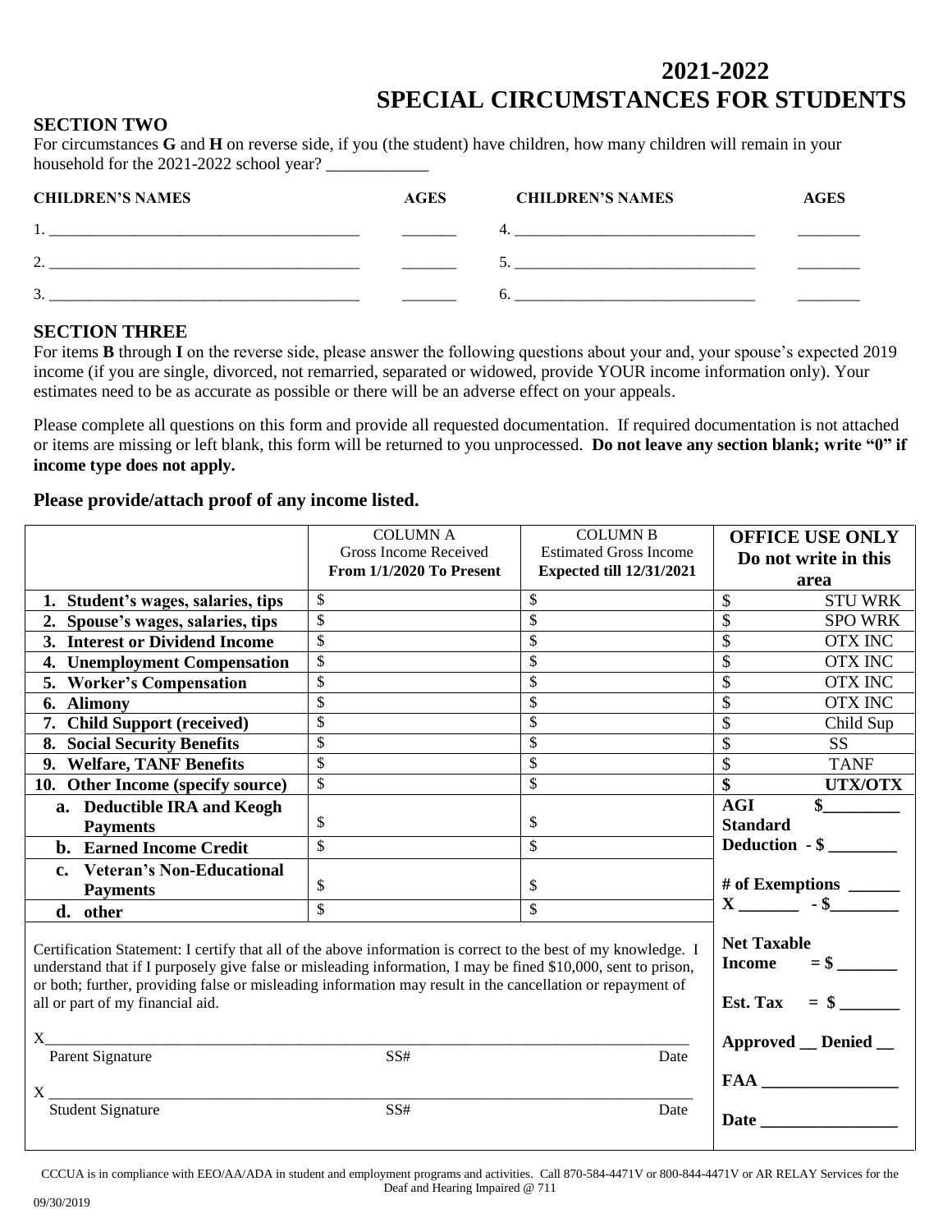# 2021-2022
# SPECIAL CIRCUMSTANCES FOR STUDENTS

## SECTION TWO

For circumstances **G** and **H** on reverse side, if you (the student) have children, how many children will remain in your household for the 2021-2022 school year? ____________

| CHILDREN'S NAMES | AGES | CHILDREN'S NAMES | AGES |
|---|---|---|---|
| 1. ______________________ | _______ | 4. ______________________ | ________ |
| 2. ______________________ | _______ | 5. ______________________ | ________ |
| 3. ______________________ | _______ | 6. ______________________ | ________ |

## SECTION THREE

For items **B** through **I** on the reverse side, please answer the following questions about your and, your spouse's expected 2019 income (if you are single, divorced, not remarried, separated or widowed, provide YOUR income information only). Your estimates need to be as accurate as possible or there will be an adverse effect on your appeals.

Please complete all questions on this form and provide all requested documentation. If required documentation is not attached or items are missing or left blank, this form will be returned to you unprocessed. **Do not leave any section blank; write "0" if income type does not apply.**

### Please provide/attach proof of any income listed.

| | COLUMN A Gross Income Received **From 1/1/2020 To Present** | COLUMN B Estimated Gross Income **Expected till 12/31/2021** | **OFFICE USE ONLY Do not write in this area** |
|---|---|---|---|
| **1. Student's wages, salaries, tips** | $ | $ | $ STU WRK |
| **2. Spouse's wages, salaries, tips** | $ | $ | $ SPO WRK |
| **3. Interest or Dividend Income** | $ | $ | $ OTX INC |
| **4. Unemployment Compensation** | $ | $ | $ OTX INC |
| **5. Worker's Compensation** | $ | $ | $ OTX INC |
| **6. Alimony** | $ | $ | $ OTX INC |
| **7. Child Support (received)** | $ | $ | $ Child Sup |
| **8. Social Security Benefits** | $ | $ | $ SS |
| **9. Welfare, TANF Benefits** | $ | $ | $ TANF |
| **10. Other Income (specify source)** | $ | $ | **$ UTX/OTX** |
| **a. Deductible IRA and Keogh Payments** | $ | $ | **AGI $_________** **Standard Deduction - $ ________** |
| **b. Earned Income Credit** | $ | $ | |
| **c. Veteran's Non-Educational Payments** | $ | $ | **# of Exemptions ______** **X _______ - $________** |
| **d. other** | $ | $ | |

Certification Statement: I certify that all of the above information is correct to the best of my knowledge. I understand that if I purposely give false or misleading information, I may be fined $10,000, sent to prison, or both; further, providing false or misleading information may result in the cancellation or repayment of all or part of my financial aid.

X_____________________________________________________________________________
Parent Signature SS# Date

X _____________________________________________________________________________
Student Signature SS# Date

**Net Taxable Income = $ _______**

**Est. Tax = $ _______**

**Approved __ Denied __**

**FAA ________________**

**Date ________________**

CCCUA is in compliance with EEO/AA/ADA in student and employment programs and activities. Call 870-584-4471V or 800-844-4471V or AR RELAY Services for the Deaf and Hearing Impaired @ 711

09/30/2019